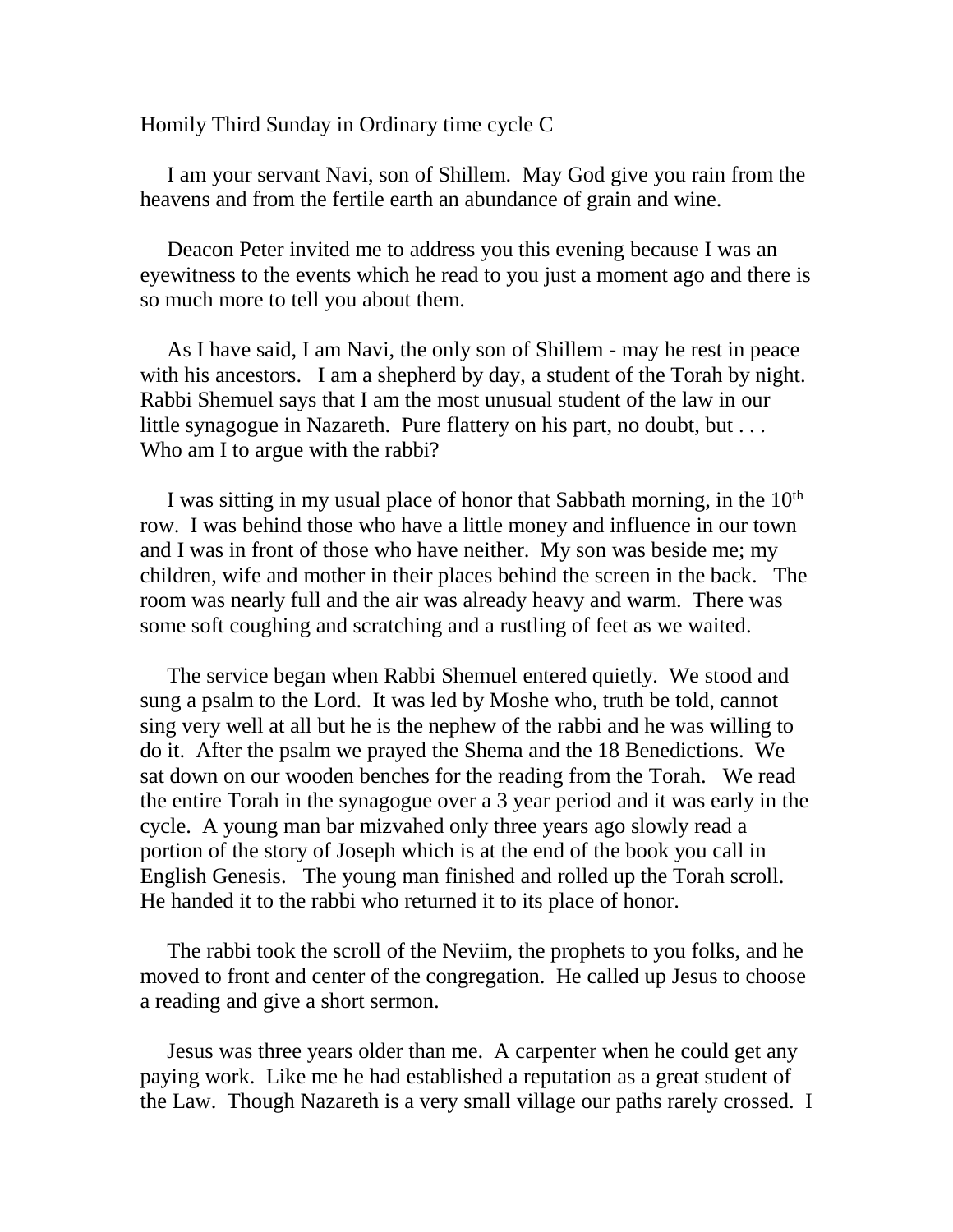Homily Third Sunday in Ordinary time cycle C

I am your servant Navi, son of Shillem. May God give you rain from the heavens and from the fertile earth an abundance of grain and wine.

Deacon Peter invited me to address you this evening because I was an eyewitness to the events which he read to you just a moment ago and there is so much more to tell you about them.

As I have said, I am Navi, the only son of Shillem - may he rest in peace with his ancestors. I am a shepherd by day, a student of the Torah by night. Rabbi Shemuel says that I am the most unusual student of the law in our little synagogue in Nazareth. Pure flattery on his part, no doubt, but . . . Who am I to argue with the rabbi?

I was sitting in my usual place of honor that Sabbath morning, in the 10th row. I was behind those who have a little money and influence in our town and I was in front of those who have neither. My son was beside me; my children, wife and mother in their places behind the screen in the back. The room was nearly full and the air was already heavy and warm. There was some soft coughing and scratching and a rustling of feet as we waited.

The service began when Rabbi Shemuel entered quietly. We stood and sung a psalm to the Lord. It was led by Moshe who, truth be told, cannot sing very well at all but he is the nephew of the rabbi and he was willing to do it. After the psalm we prayed the Shema and the 18 Benedictions. We sat down on our wooden benches for the reading from the Torah. We read the entire Torah in the synagogue over a 3 year period and it was early in the cycle. A young man bar mizvahed only three years ago slowly read a portion of the story of Joseph which is at the end of the book you call in English Genesis. The young man finished and rolled up the Torah scroll. He handed it to the rabbi who returned it to its place of honor.

The rabbi took the scroll of the Neviim, the prophets to you folks, and he moved to front and center of the congregation. He called up Jesus to choose a reading and give a short sermon.

Jesus was three years older than me. A carpenter when he could get any paying work. Like me he had established a reputation as a great student of the Law. Though Nazareth is a very small village our paths rarely crossed. I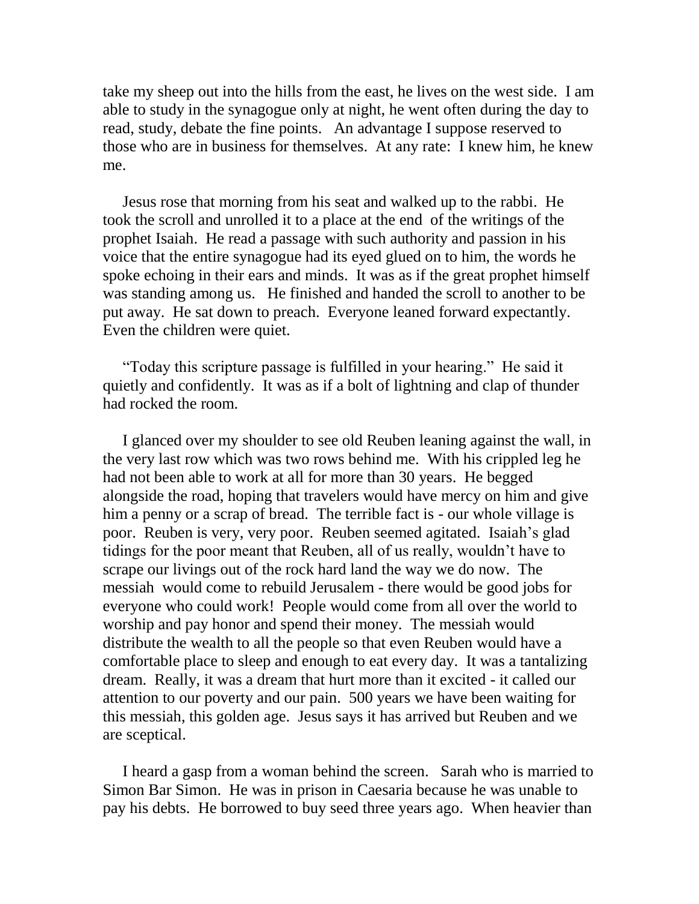take my sheep out into the hills from the east, he lives on the west side. I am able to study in the synagogue only at night, he went often during the day to read, study, debate the fine points. An advantage I suppose reserved to those who are in business for themselves. At any rate: I knew him, he knew me.

Jesus rose that morning from his seat and walked up to the rabbi. He took the scroll and unrolled it to a place at the end of the writings of the prophet Isaiah. He read a passage with such authority and passion in his voice that the entire synagogue had its eyed glued on to him, the words he spoke echoing in their ears and minds. It was as if the great prophet himself was standing among us. He finished and handed the scroll to another to be put away. He sat down to preach. Everyone leaned forward expectantly. Even the children were quiet.

"Today this scripture passage is fulfilled in your hearing." He said it quietly and confidently. It was as if a bolt of lightning and clap of thunder had rocked the room.

I glanced over my shoulder to see old Reuben leaning against the wall, in the very last row which was two rows behind me. With his crippled leg he had not been able to work at all for more than 30 years. He begged alongside the road, hoping that travelers would have mercy on him and give him a penny or a scrap of bread. The terrible fact is - our whole village is poor. Reuben is very, very poor. Reuben seemed agitated. Isaiah's glad tidings for the poor meant that Reuben, all of us really, wouldn't have to scrape our livings out of the rock hard land the way we do now. The messiah would come to rebuild Jerusalem - there would be good jobs for everyone who could work! People would come from all over the world to worship and pay honor and spend their money. The messiah would distribute the wealth to all the people so that even Reuben would have a comfortable place to sleep and enough to eat every day. It was a tantalizing dream. Really, it was a dream that hurt more than it excited - it called our attention to our poverty and our pain. 500 years we have been waiting for this messiah, this golden age. Jesus says it has arrived but Reuben and we are sceptical.

I heard a gasp from a woman behind the screen. Sarah who is married to Simon Bar Simon. He was in prison in Caesaria because he was unable to pay his debts. He borrowed to buy seed three years ago. When heavier than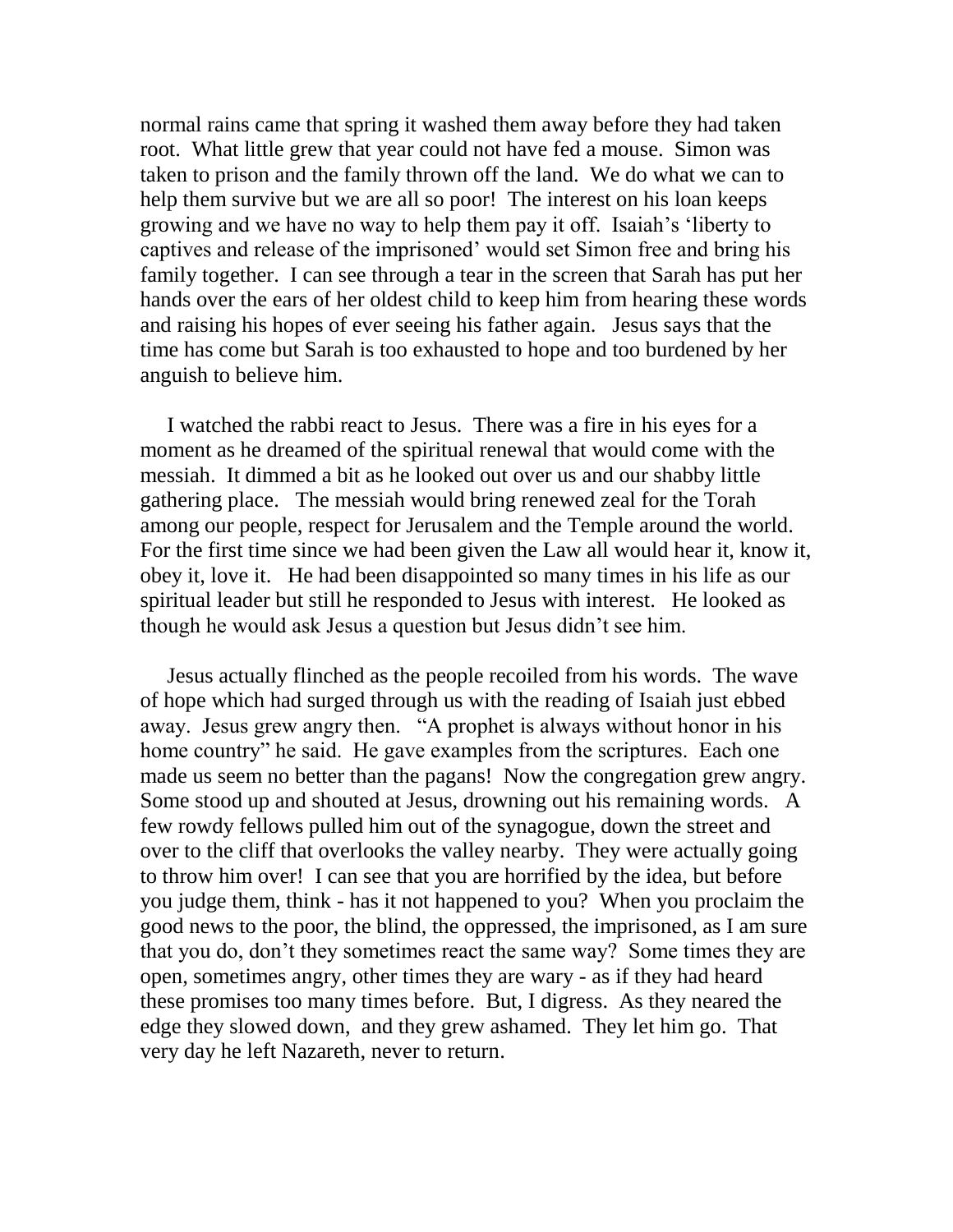normal rains came that spring it washed them away before they had taken root. What little grew that year could not have fed a mouse. Simon was taken to prison and the family thrown off the land. We do what we can to help them survive but we are all so poor! The interest on his loan keeps growing and we have no way to help them pay it off. Isaiah's 'liberty to captives and release of the imprisoned' would set Simon free and bring his family together. I can see through a tear in the screen that Sarah has put her hands over the ears of her oldest child to keep him from hearing these words and raising his hopes of ever seeing his father again. Jesus says that the time has come but Sarah is too exhausted to hope and too burdened by her anguish to believe him.

I watched the rabbi react to Jesus. There was a fire in his eyes for a moment as he dreamed of the spiritual renewal that would come with the messiah. It dimmed a bit as he looked out over us and our shabby little gathering place. The messiah would bring renewed zeal for the Torah among our people, respect for Jerusalem and the Temple around the world. For the first time since we had been given the Law all would hear it, know it, obey it, love it. He had been disappointed so many times in his life as our spiritual leader but still he responded to Jesus with interest. He looked as though he would ask Jesus a question but Jesus didn't see him.

Jesus actually flinched as the people recoiled from his words. The wave of hope which had surged through us with the reading of Isaiah just ebbed away. Jesus grew angry then. "A prophet is always without honor in his home country" he said. He gave examples from the scriptures. Each one made us seem no better than the pagans! Now the congregation grew angry. Some stood up and shouted at Jesus, drowning out his remaining words. A few rowdy fellows pulled him out of the synagogue, down the street and over to the cliff that overlooks the valley nearby. They were actually going to throw him over! I can see that you are horrified by the idea, but before you judge them, think - has it not happened to you? When you proclaim the good news to the poor, the blind, the oppressed, the imprisoned, as I am sure that you do, don't they sometimes react the same way? Some times they are open, sometimes angry, other times they are wary - as if they had heard these promises too many times before. But, I digress. As they neared the edge they slowed down, and they grew ashamed. They let him go. That very day he left Nazareth, never to return.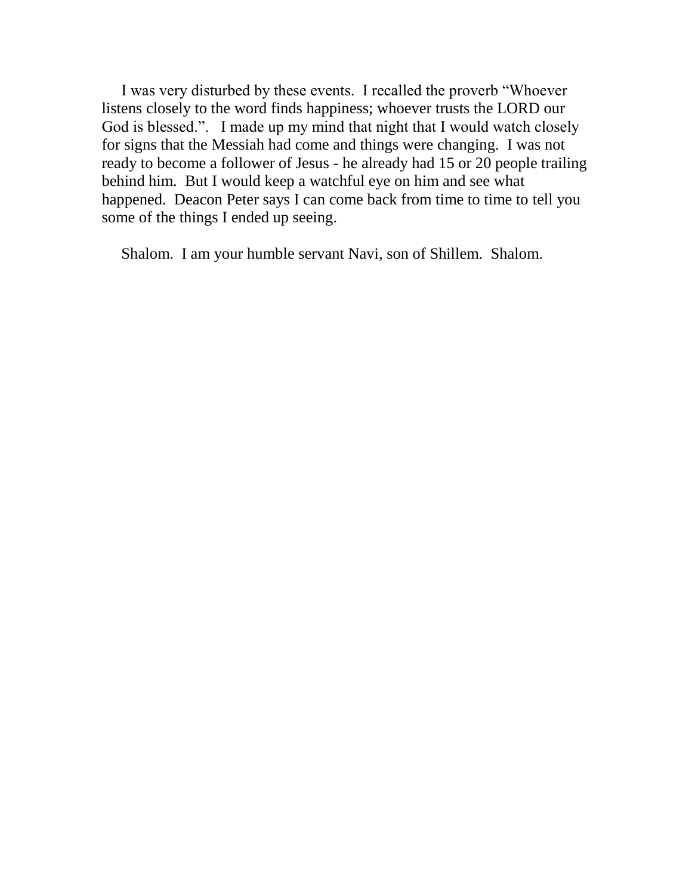I was very disturbed by these events. I recalled the proverb "Whoever listens closely to the word finds happiness; whoever trusts the LORD our God is blessed.". I made up my mind that night that I would watch closely for signs that the Messiah had come and things were changing. I was not ready to become a follower of Jesus - he already had 15 or 20 people trailing behind him. But I would keep a watchful eye on him and see what happened. Deacon Peter says I can come back from time to time to tell you some of the things I ended up seeing.

Shalom. I am your humble servant Navi, son of Shillem. Shalom.